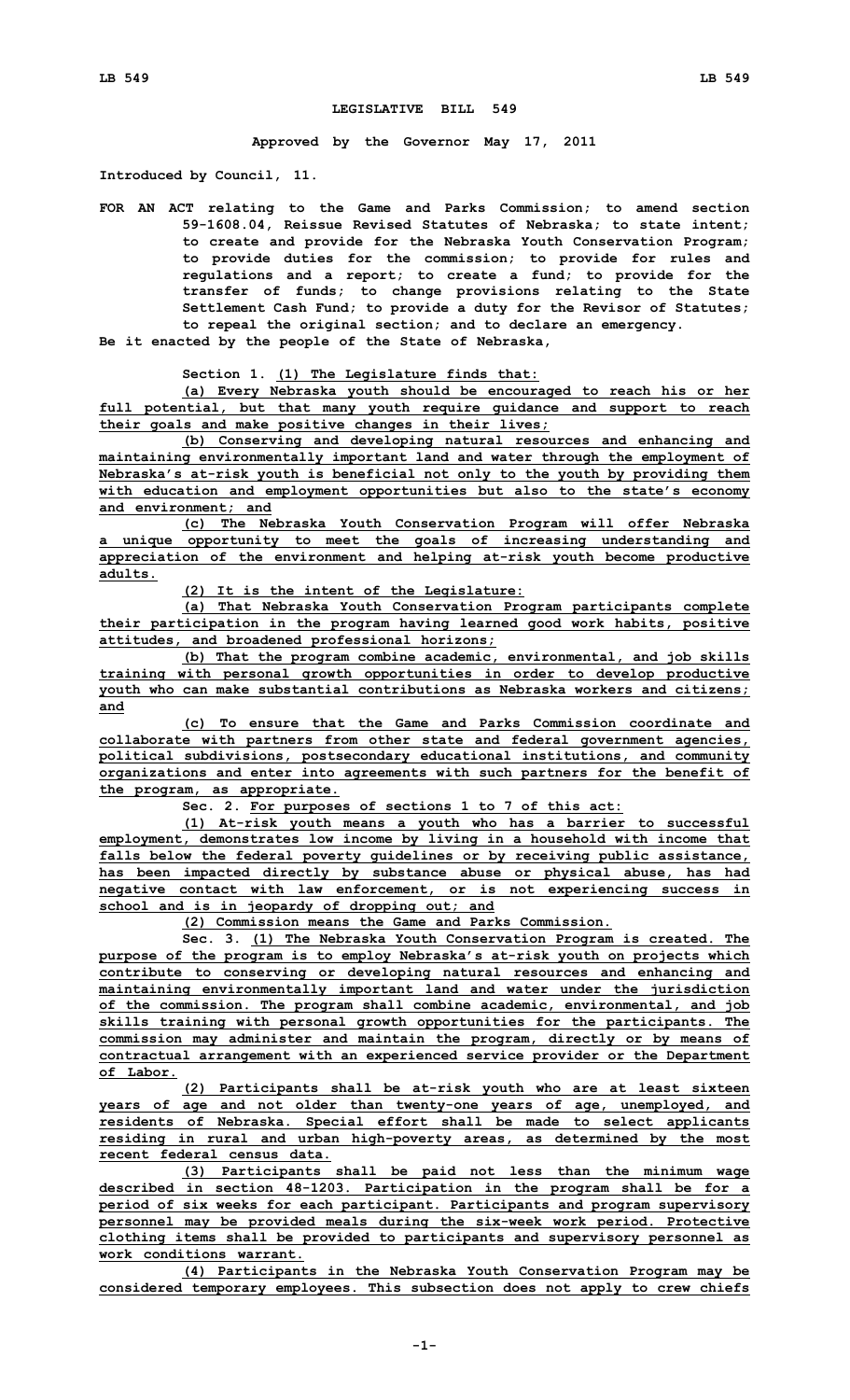# LEGISLATIVE BILL 549

**Approved by the Governor May 17, 2011**

**Introduced by Council, 11.**

**FOR AN ACT relating to the Game and Parks Commission; to amend section 59-1608.04, Reissue Revised Statutes of Nebraska; to state intent; to create and provide for the Nebraska Youth Conservation Program; to provide duties for the commission; to provide for rules and regulations and a report; to create a fund; to provide for the transfer of funds; to change provisions relating to the State Settlement Cash Fund; to provide a duty for the Revisor of Statutes; to repeal the original section; and to declare an emergency.**

**Be it enacted by the people of the State of Nebraska,**

**Section 1. (1) The Legislature finds that:**

**(a) Every Nebraska youth should be encouraged to reach his or her full potential, but that many youth require guidance and support to reach their goals and make positive changes in their lives;**

**(b) Conserving and developing natural resources and enhancing and maintaining environmentally important land and water through the employment of Nebraska's at-risk youth is beneficial not only to the youth by providing them with education and employment opportunities but also to the state's economy and environment; and**

**(c) The Nebraska Youth Conservation Program will offer Nebraska a unique opportunity to meet the goals of increasing understanding and appreciation of the environment and helping at-risk youth become productive adults.**

**(2) It is the intent of the Legislature:**

**(a) That Nebraska Youth Conservation Program participants complete their participation in the program having learned good work habits, positive attitudes, and broadened professional horizons;**

**(b) That the program combine academic, environmental, and job skills training with personal growth opportunities in order to develop productive youth who can make substantial contributions as Nebraska workers and citizens; and**

**(c) To ensure that the Game and Parks Commission coordinate and collaborate with partners from other state and federal government agencies, political subdivisions, postsecondary educational institutions, and community organizations and enter into agreements with such partners for the benefit of the program, as appropriate.**

**Sec. 2. For purposes of sections 1 to 7 of this act:**

**(1) At-risk youth means a youth who has a barrier to successful employment, demonstrates low income by living in a household with income that falls below the federal poverty guidelines or by receiving public assistance, has been impacted directly by substance abuse or physical abuse, has had negative contact with law enforcement, or is not experiencing success in school and is in jeopardy of dropping out; and**

**(2) Commission means the Game and Parks Commission.**

**Sec. 3. (1) The Nebraska Youth Conservation Program is created. The purpose of the program is to employ Nebraska's at-risk youth on projects which contribute to conserving or developing natural resources and enhancing and maintaining environmentally important land and water under the jurisdiction of the commission. The program shall combine academic, environmental, and job skills training with personal growth opportunities for the participants. The commission may administer and maintain the program, directly or by means of contractual arrangement with an experienced service provider or the Department of Labor.**

**(2) Participants shall be at-risk youth who are at least sixteen years of age and not older than twenty-one years of age, unemployed, and residents of Nebraska. Special effort shall be made to select applicants residing in rural and urban high-poverty areas, as determined by the most recent federal census data.**

**(3) Participants shall be paid not less than the minimum wage described in section 48-1203. Participation in the program shall be for a period of six weeks for each participant. Participants and program supervisory personnel may be provided meals during the six-week work period. Protective clothing items shall be provided to participants and supervisory personnel as work conditions warrant.**

**(4) Participants in the Nebraska Youth Conservation Program may be considered temporary employees. This subsection does not apply to crew chiefs**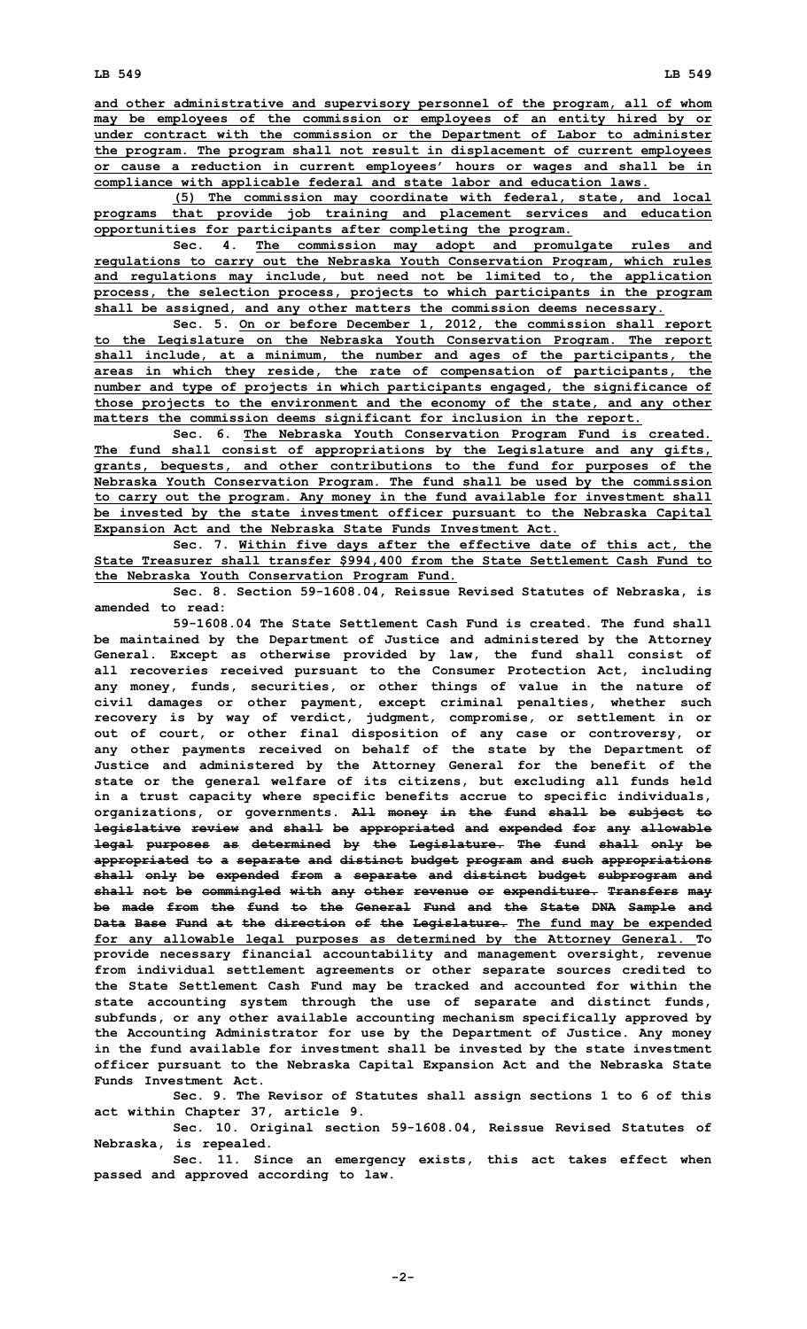and other administrative and supervisory personnel of the program, all of whom may be employees of the commission or employees of an entity hired by or under contract with the commission or the Department of Labor to administer the program. The program shall not result in displacement of current employees or cause a reduction in current employees' hours or wages and shall be in compliance with applicable federal and state labor and education laws.

(5) The commission may coordinate with federal, state, and local programs that provide job training and placement services and education opportunities for participants after completing the program.

Sec. 4. The commission may adopt and promulgate rules and regulations to carry out the Nebraska Youth Conservation Program, which rules and regulations may include, but need not be limited to, the application process, the selection process, projects to which participants in the program shall be assigned, and any other matters the commission deems necessary.

Sec. 5. On or before December 1, 2012, the commission shall report to the Legislature on the Nebraska Youth Conservation Program. The report shall include, at a minimum, the number and ages of the participants, the areas in which they reside, the rate of compensation of participants, the number and type of projects in which participants engaged, the significance of those projects to the environment and the economy of the state, and any other matters the commission deems significant for inclusion in the report.

Sec. 6. The Nebraska Youth Conservation Program Fund is created. The fund shall consist of appropriations by the Legislature and any gifts, grants, bequests, and other contributions to the fund for purposes of the Nebraska Youth Conservation Program. The fund shall be used by the commission to carry out the program. Any money in the fund available for investment shall be invested by the state investment officer pursuant to the Nebraska Capital Expansion Act and the Nebraska State Funds Investment Act.

Sec. 7. Within five days after the effective date of this act, the State Treasurer shall transfer $994,400 from the State Settlement Cash Fund to the Nebraska Youth Conservation Program Fund.

Sec. 8. Section 59-1608.04, Reissue Revised Statutes of Nebraska, is amended to read:

59-1608.04 The State Settlement Cash Fund is created. The fund shall be maintained by the Department of Justice and administered by the Attorney General. Except as otherwise provided by law, the fund shall consist of all recoveries received pursuant to the Consumer Protection Act, including any money, funds, securities, or other things of value in the nature of civil damages or other payment, except criminal penalties, whether such recovery is by way of verdict, judgment, compromise, or settlement in or out of court, or other final disposition of any case or controversy, or any other payments received on behalf of the state by the Department of Justice and administered by the Attorney General for the benefit of the state or the general welfare of its citizens, but excluding all funds held in a trust capacity where specific benefits accrue to specific individuals, organizations, or governments. ~~All money in the fund shall be subject to legislative review and shall be appropriated and expended for any allowable legal purposes as determined by the Legislature. The fund shall only be appropriated to a separate and distinct budget program and such appropriations shall only be expended from a separate and distinct budget subprogram and shall not be commingled with any other revenue or expenditure. Transfers may be made from the fund to the General Fund and the State DNA Sample and Data Base Fund at the direction of the Legislature.~~ The fund may be expended for any allowable legal purposes as determined by the Attorney General. To provide necessary financial accountability and management oversight, revenue from individual settlement agreements or other separate sources credited to the State Settlement Cash Fund may be tracked and accounted for within the state accounting system through the use of separate and distinct funds, subfunds, or any other available accounting mechanism specifically approved by the Accounting Administrator for use by the Department of Justice. Any money in the fund available for investment shall be invested by the state investment officer pursuant to the Nebraska Capital Expansion Act and the Nebraska State Funds Investment Act.

Sec. 9. The Revisor of Statutes shall assign sections 1 to 6 of this act within Chapter 37, article 9.

Sec. 10. Original section 59-1608.04, Reissue Revised Statutes of Nebraska, is repealed.

Sec. 11. Since an emergency exists, this act takes effect when passed and approved according to law.